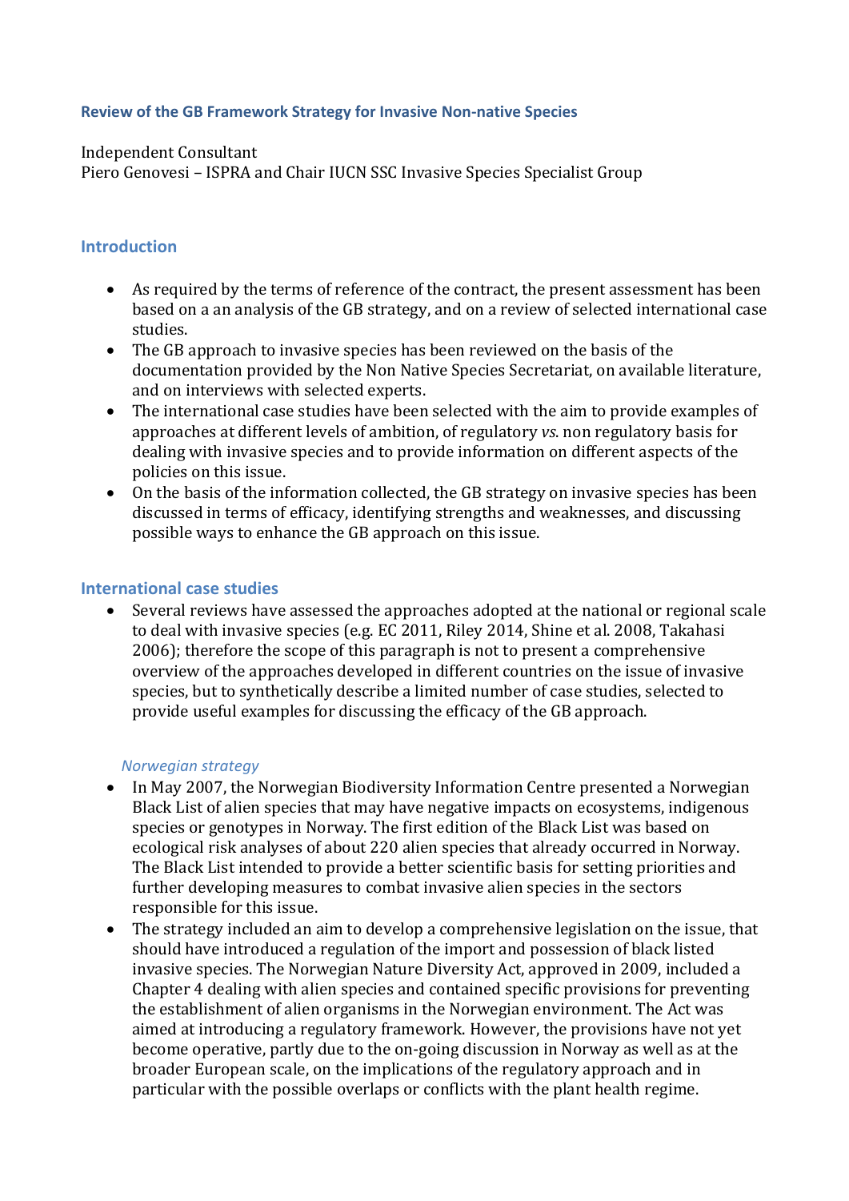## Review of the GB Framework Strategy for Invasive Non-native Species

Independent Consultant
Piero Genovesi – ISPRA and Chair IUCN SSC Invasive Species Specialist Group

## Introduction

- As required by the terms of reference of the contract, the present assessment has been based on a an analysis of the GB strategy, and on a review of selected international case studies.
- The GB approach to invasive species has been reviewed on the basis of the documentation provided by the Non Native Species Secretariat, on available literature, and on interviews with selected experts.
- The international case studies have been selected with the aim to provide examples of approaches at different levels of ambition, of regulatory *vs.* non regulatory basis for dealing with invasive species and to provide information on different aspects of the policies on this issue.
- On the basis of the information collected, the GB strategy on invasive species has been discussed in terms of efficacy, identifying strengths and weaknesses, and discussing possible ways to enhance the GB approach on this issue.

## International case studies

- Several reviews have assessed the approaches adopted at the national or regional scale to deal with invasive species (e.g. EC 2011, Riley 2014, Shine et al. 2008, Takahasi 2006); therefore the scope of this paragraph is not to present a comprehensive overview of the approaches developed in different countries on the issue of invasive species, but to synthetically describe a limited number of case studies, selected to provide useful examples for discussing the efficacy of the GB approach.

### *Norwegian strategy*

- In May 2007, the Norwegian Biodiversity Information Centre presented a Norwegian Black List of alien species that may have negative impacts on ecosystems, indigenous species or genotypes in Norway. The first edition of the Black List was based on ecological risk analyses of about 220 alien species that already occurred in Norway. The Black List intended to provide a better scientific basis for setting priorities and further developing measures to combat invasive alien species in the sectors responsible for this issue.
- The strategy included an aim to develop a comprehensive legislation on the issue, that should have introduced a regulation of the import and possession of black listed invasive species. The Norwegian Nature Diversity Act, approved in 2009, included a Chapter 4 dealing with alien species and contained specific provisions for preventing the establishment of alien organisms in the Norwegian environment. The Act was aimed at introducing a regulatory framework. However, the provisions have not yet become operative, partly due to the on-going discussion in Norway as well as at the broader European scale, on the implications of the regulatory approach and in particular with the possible overlaps or conflicts with the plant health regime.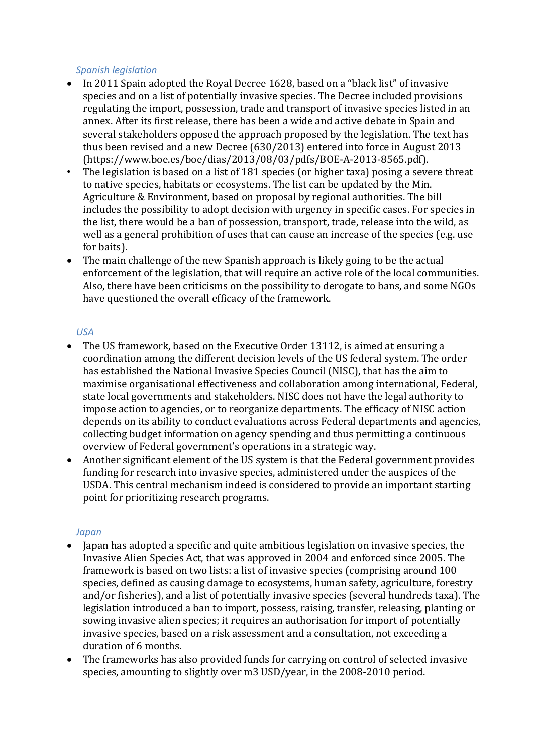*Spanish legislation*

- In 2011 Spain adopted the Royal Decree 1628, based on a "black list" of invasive species and on a list of potentially invasive species. The Decree included provisions regulating the import, possession, trade and transport of invasive species listed in an annex. After its first release, there has been a wide and active debate in Spain and several stakeholders opposed the approach proposed by the legislation. The text has thus been revised and a new Decree (630/2013) entered into force in August 2013 (https://www.boe.es/boe/dias/2013/08/03/pdfs/BOE-A-2013-8565.pdf).
- The legislation is based on a list of 181 species (or higher taxa) posing a severe threat to native species, habitats or ecosystems. The list can be updated by the Min. Agriculture & Environment, based on proposal by regional authorities. The bill includes the possibility to adopt decision with urgency in specific cases. For species in the list, there would be a ban of possession, transport, trade, release into the wild, as well as a general prohibition of uses that can cause an increase of the species (e.g. use for baits).
- The main challenge of the new Spanish approach is likely going to be the actual enforcement of the legislation, that will require an active role of the local communities. Also, there have been criticisms on the possibility to derogate to bans, and some NGOs have questioned the overall efficacy of the framework.

*USA*

- The US framework, based on the Executive Order 13112, is aimed at ensuring a coordination among the different decision levels of the US federal system. The order has established the National Invasive Species Council (NISC), that has the aim to maximise organisational effectiveness and collaboration among international, Federal, state local governments and stakeholders. NISC does not have the legal authority to impose action to agencies, or to reorganize departments. The efficacy of NISC action depends on its ability to conduct evaluations across Federal departments and agencies, collecting budget information on agency spending and thus permitting a continuous overview of Federal government's operations in a strategic way.
- Another significant element of the US system is that the Federal government provides funding for research into invasive species, administered under the auspices of the USDA. This central mechanism indeed is considered to provide an important starting point for prioritizing research programs.

*Japan*

- Japan has adopted a specific and quite ambitious legislation on invasive species, the Invasive Alien Species Act, that was approved in 2004 and enforced since 2005. The framework is based on two lists: a list of invasive species (comprising around 100 species, defined as causing damage to ecosystems, human safety, agriculture, forestry and/or fisheries), and a list of potentially invasive species (several hundreds taxa). The legislation introduced a ban to import, possess, raising, transfer, releasing, planting or sowing invasive alien species; it requires an authorisation for import of potentially invasive species, based on a risk assessment and a consultation, not exceeding a duration of 6 months.
- The frameworks has also provided funds for carrying on control of selected invasive species, amounting to slightly over m3 USD/year, in the 2008-2010 period.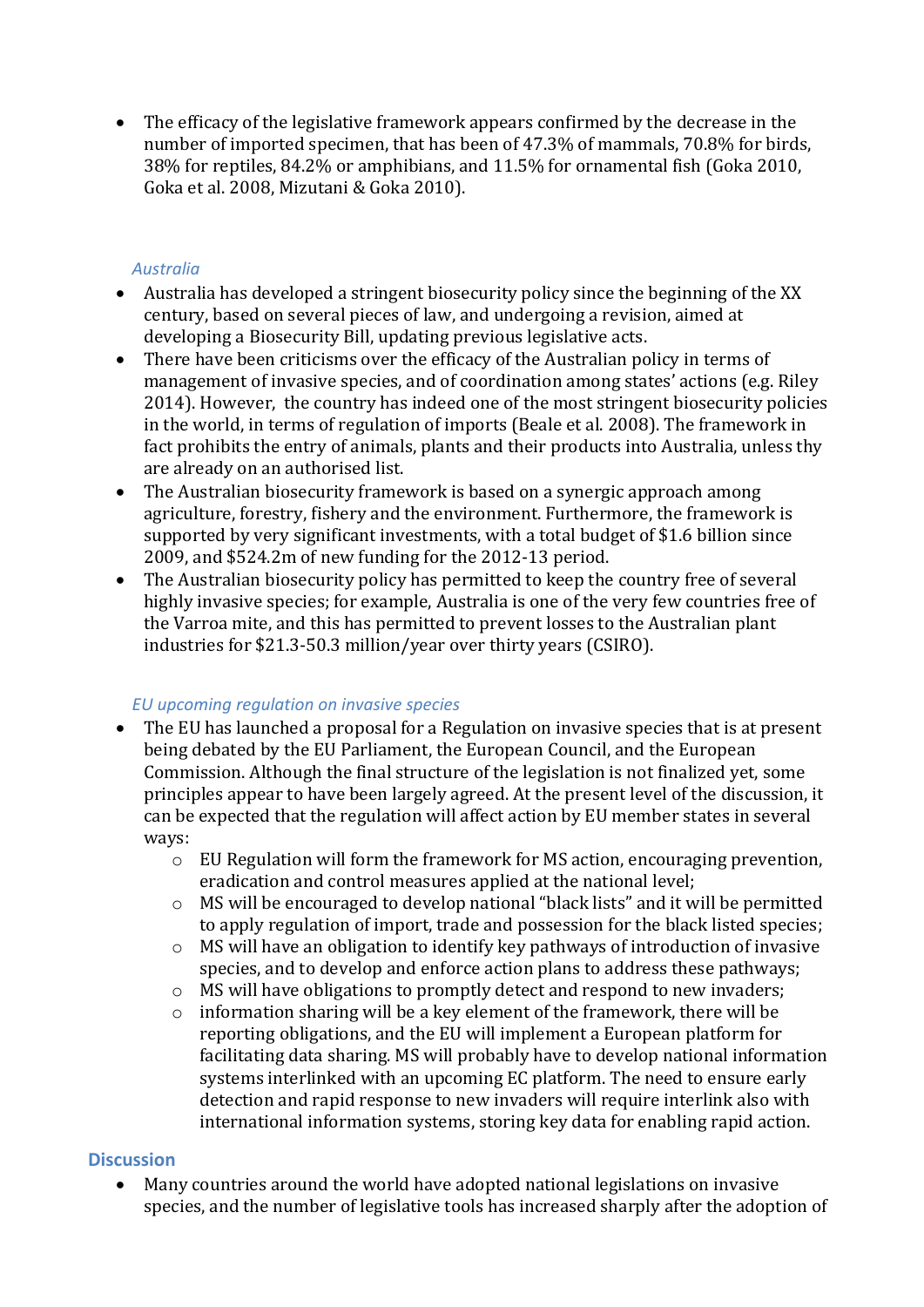- The efficacy of the legislative framework appears confirmed by the decrease in the number of imported specimen, that has been of 47.3% of mammals, 70.8% for birds, 38% for reptiles, 84.2% or amphibians, and 11.5% for ornamental fish (Goka 2010, Goka et al. 2008, Mizutani & Goka 2010).

### *Australia*

- Australia has developed a stringent biosecurity policy since the beginning of the XX century, based on several pieces of law, and undergoing a revision, aimed at developing a Biosecurity Bill, updating previous legislative acts.
- There have been criticisms over the efficacy of the Australian policy in terms of management of invasive species, and of coordination among states' actions (e.g. Riley 2014). However, the country has indeed one of the most stringent biosecurity policies in the world, in terms of regulation of imports (Beale et al. 2008). The framework in fact prohibits the entry of animals, plants and their products into Australia, unless thy are already on an authorised list.
- The Australian biosecurity framework is based on a synergic approach among agriculture, forestry, fishery and the environment. Furthermore, the framework is supported by very significant investments, with a total budget of $1.6 billion since 2009, and $524.2m of new funding for the 2012-13 period.
- The Australian biosecurity policy has permitted to keep the country free of several highly invasive species; for example, Australia is one of the very few countries free of the Varroa mite, and this has permitted to prevent losses to the Australian plant industries for $21.3-50.3 million/year over thirty years (CSIRO).

### *EU upcoming regulation on invasive species*

- The EU has launched a proposal for a Regulation on invasive species that is at present being debated by the EU Parliament, the European Council, and the European Commission. Although the final structure of the legislation is not finalized yet, some principles appear to have been largely agreed. At the present level of the discussion, it can be expected that the regulation will affect action by EU member states in several ways:
    - EU Regulation will form the framework for MS action, encouraging prevention, eradication and control measures applied at the national level;
    - MS will be encouraged to develop national "black lists" and it will be permitted to apply regulation of import, trade and possession for the black listed species;
    - MS will have an obligation to identify key pathways of introduction of invasive species, and to develop and enforce action plans to address these pathways;
    - MS will have obligations to promptly detect and respond to new invaders;
    - information sharing will be a key element of the framework, there will be reporting obligations, and the EU will implement a European platform for facilitating data sharing. MS will probably have to develop national information systems interlinked with an upcoming EC platform. The need to ensure early detection and rapid response to new invaders will require interlink also with international information systems, storing key data for enabling rapid action.

## Discussion

- Many countries around the world have adopted national legislations on invasive species, and the number of legislative tools has increased sharply after the adoption of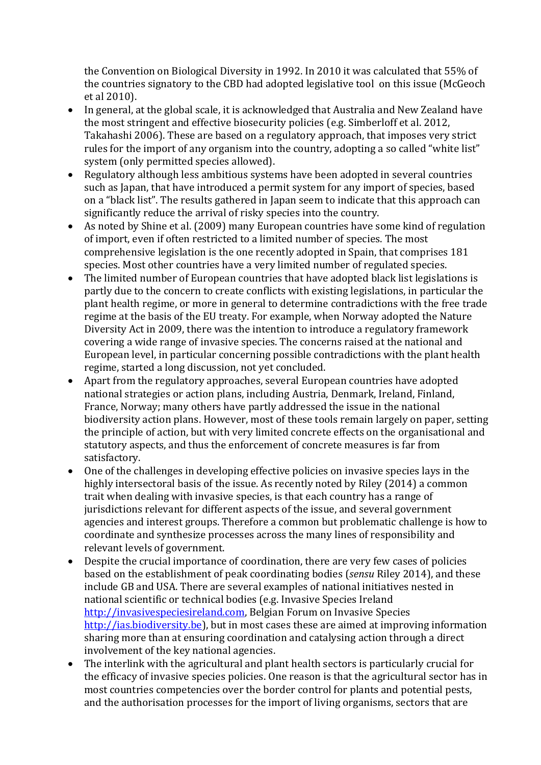the Convention on Biological Diversity in 1992. In 2010 it was calculated that 55% of the countries signatory to the CBD had adopted legislative tool on this issue (McGeoch et al 2010).

- In general, at the global scale, it is acknowledged that Australia and New Zealand have the most stringent and effective biosecurity policies (e.g. Simberloff et al. 2012, Takahashi 2006). These are based on a regulatory approach, that imposes very strict rules for the import of any organism into the country, adopting a so called "white list" system (only permitted species allowed).
- Regulatory although less ambitious systems have been adopted in several countries such as Japan, that have introduced a permit system for any import of species, based on a "black list". The results gathered in Japan seem to indicate that this approach can significantly reduce the arrival of risky species into the country.
- As noted by Shine et al. (2009) many European countries have some kind of regulation of import, even if often restricted to a limited number of species. The most comprehensive legislation is the one recently adopted in Spain, that comprises 181 species. Most other countries have a very limited number of regulated species.
- The limited number of European countries that have adopted black list legislations is partly due to the concern to create conflicts with existing legislations, in particular the plant health regime, or more in general to determine contradictions with the free trade regime at the basis of the EU treaty. For example, when Norway adopted the Nature Diversity Act in 2009, there was the intention to introduce a regulatory framework covering a wide range of invasive species. The concerns raised at the national and European level, in particular concerning possible contradictions with the plant health regime, started a long discussion, not yet concluded.
- Apart from the regulatory approaches, several European countries have adopted national strategies or action plans, including Austria, Denmark, Ireland, Finland, France, Norway; many others have partly addressed the issue in the national biodiversity action plans. However, most of these tools remain largely on paper, setting the principle of action, but with very limited concrete effects on the organisational and statutory aspects, and thus the enforcement of concrete measures is far from satisfactory.
- One of the challenges in developing effective policies on invasive species lays in the highly intersectoral basis of the issue. As recently noted by Riley (2014) a common trait when dealing with invasive species, is that each country has a range of jurisdictions relevant for different aspects of the issue, and several government agencies and interest groups. Therefore a common but problematic challenge is how to coordinate and synthesize processes across the many lines of responsibility and relevant levels of government.
- Despite the crucial importance of coordination, there are very few cases of policies based on the establishment of peak coordinating bodies (*sensu* Riley 2014), and these include GB and USA. There are several examples of national initiatives nested in national scientific or technical bodies (e.g. Invasive Species Ireland http://invasivespeciesireland.com, Belgian Forum on Invasive Species http://ias.biodiversity.be), but in most cases these are aimed at improving information sharing more than at ensuring coordination and catalysing action through a direct involvement of the key national agencies.
- The interlink with the agricultural and plant health sectors is particularly crucial for the efficacy of invasive species policies. One reason is that the agricultural sector has in most countries competencies over the border control for plants and potential pests, and the authorisation processes for the import of living organisms, sectors that are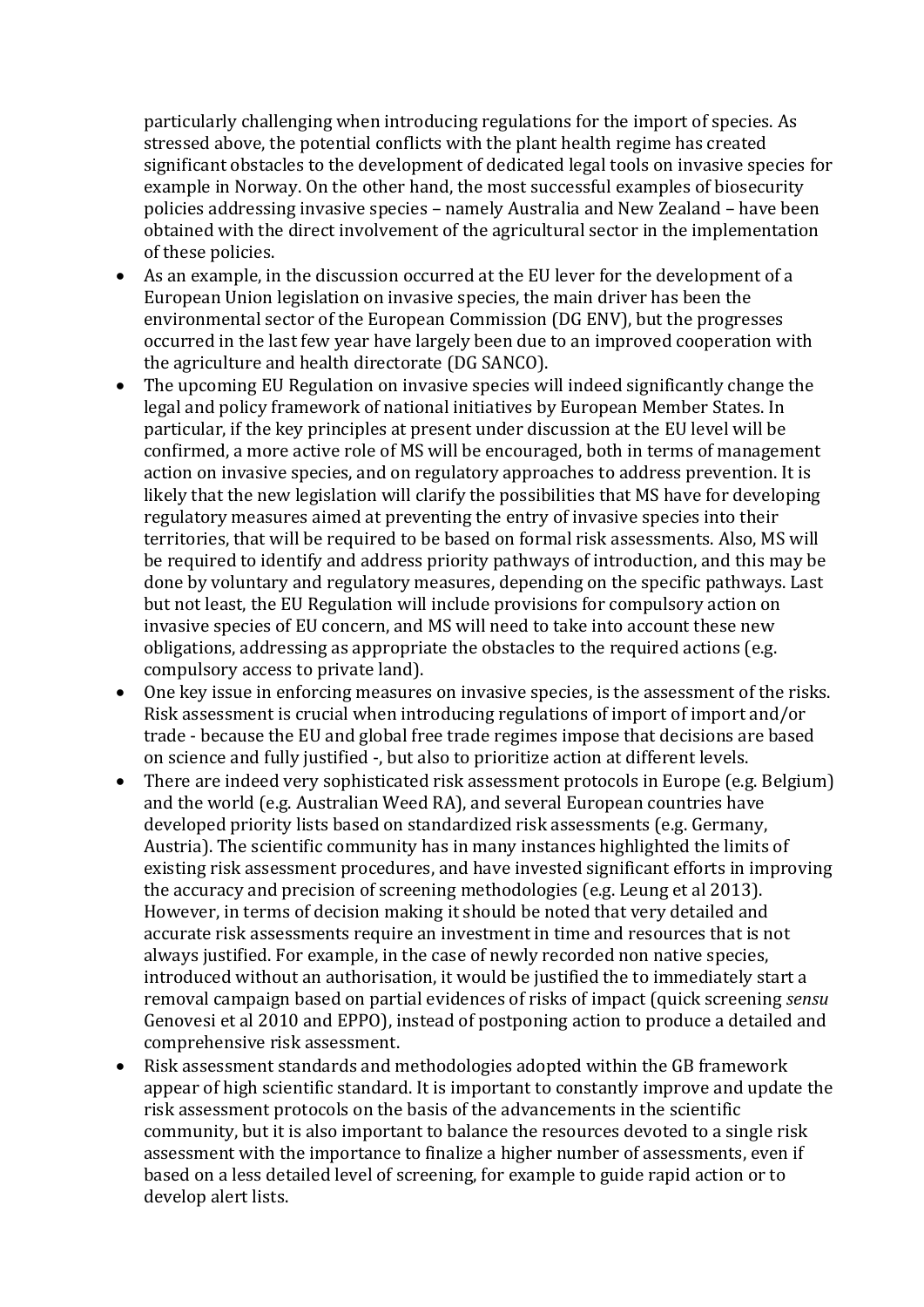particularly challenging when introducing regulations for the import of species. As stressed above, the potential conflicts with the plant health regime has created significant obstacles to the development of dedicated legal tools on invasive species for example in Norway. On the other hand, the most successful examples of biosecurity policies addressing invasive species – namely Australia and New Zealand – have been obtained with the direct involvement of the agricultural sector in the implementation of these policies.

- As an example, in the discussion occurred at the EU lever for the development of a European Union legislation on invasive species, the main driver has been the environmental sector of the European Commission (DG ENV), but the progresses occurred in the last few year have largely been due to an improved cooperation with the agriculture and health directorate (DG SANCO).
- The upcoming EU Regulation on invasive species will indeed significantly change the legal and policy framework of national initiatives by European Member States. In particular, if the key principles at present under discussion at the EU level will be confirmed, a more active role of MS will be encouraged, both in terms of management action on invasive species, and on regulatory approaches to address prevention. It is likely that the new legislation will clarify the possibilities that MS have for developing regulatory measures aimed at preventing the entry of invasive species into their territories, that will be required to be based on formal risk assessments. Also, MS will be required to identify and address priority pathways of introduction, and this may be done by voluntary and regulatory measures, depending on the specific pathways. Last but not least, the EU Regulation will include provisions for compulsory action on invasive species of EU concern, and MS will need to take into account these new obligations, addressing as appropriate the obstacles to the required actions (e.g. compulsory access to private land).
- One key issue in enforcing measures on invasive species, is the assessment of the risks. Risk assessment is crucial when introducing regulations of import of import and/or trade - because the EU and global free trade regimes impose that decisions are based on science and fully justified -, but also to prioritize action at different levels.
- There are indeed very sophisticated risk assessment protocols in Europe (e.g. Belgium) and the world (e.g. Australian Weed RA), and several European countries have developed priority lists based on standardized risk assessments (e.g. Germany, Austria). The scientific community has in many instances highlighted the limits of existing risk assessment procedures, and have invested significant efforts in improving the accuracy and precision of screening methodologies (e.g. Leung et al 2013). However, in terms of decision making it should be noted that very detailed and accurate risk assessments require an investment in time and resources that is not always justified. For example, in the case of newly recorded non native species, introduced without an authorisation, it would be justified the to immediately start a removal campaign based on partial evidences of risks of impact (quick screening *sensu* Genovesi et al 2010 and EPPO), instead of postponing action to produce a detailed and comprehensive risk assessment.
- Risk assessment standards and methodologies adopted within the GB framework appear of high scientific standard. It is important to constantly improve and update the risk assessment protocols on the basis of the advancements in the scientific community, but it is also important to balance the resources devoted to a single risk assessment with the importance to finalize a higher number of assessments, even if based on a less detailed level of screening, for example to guide rapid action or to develop alert lists.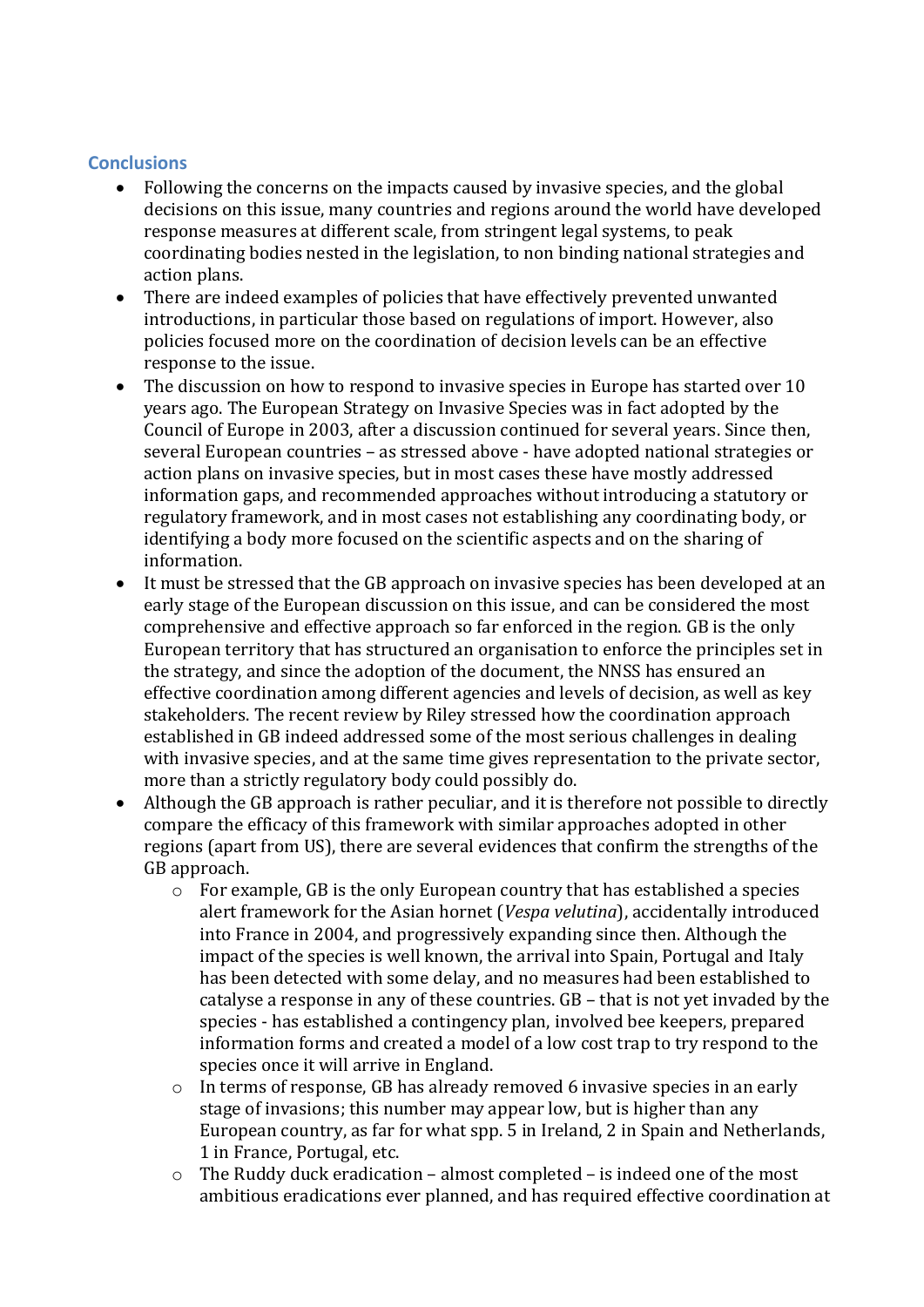## Conclusions

- Following the concerns on the impacts caused by invasive species, and the global decisions on this issue, many countries and regions around the world have developed response measures at different scale, from stringent legal systems, to peak coordinating bodies nested in the legislation, to non binding national strategies and action plans.
- There are indeed examples of policies that have effectively prevented unwanted introductions, in particular those based on regulations of import. However, also policies focused more on the coordination of decision levels can be an effective response to the issue.
- The discussion on how to respond to invasive species in Europe has started over 10 years ago. The European Strategy on Invasive Species was in fact adopted by the Council of Europe in 2003, after a discussion continued for several years. Since then, several European countries – as stressed above - have adopted national strategies or action plans on invasive species, but in most cases these have mostly addressed information gaps, and recommended approaches without introducing a statutory or regulatory framework, and in most cases not establishing any coordinating body, or identifying a body more focused on the scientific aspects and on the sharing of information.
- It must be stressed that the GB approach on invasive species has been developed at an early stage of the European discussion on this issue, and can be considered the most comprehensive and effective approach so far enforced in the region. GB is the only European territory that has structured an organisation to enforce the principles set in the strategy, and since the adoption of the document, the NNSS has ensured an effective coordination among different agencies and levels of decision, as well as key stakeholders. The recent review by Riley stressed how the coordination approach established in GB indeed addressed some of the most serious challenges in dealing with invasive species, and at the same time gives representation to the private sector, more than a strictly regulatory body could possibly do.
- Although the GB approach is rather peculiar, and it is therefore not possible to directly compare the efficacy of this framework with similar approaches adopted in other regions (apart from US), there are several evidences that confirm the strengths of the GB approach.
    - For example, GB is the only European country that has established a species alert framework for the Asian hornet (*Vespa velutina*), accidentally introduced into France in 2004, and progressively expanding since then. Although the impact of the species is well known, the arrival into Spain, Portugal and Italy has been detected with some delay, and no measures had been established to catalyse a response in any of these countries. GB – that is not yet invaded by the species - has established a contingency plan, involved bee keepers, prepared information forms and created a model of a low cost trap to try respond to the species once it will arrive in England.
    - In terms of response, GB has already removed 6 invasive species in an early stage of invasions; this number may appear low, but is higher than any European country, as far for what spp. 5 in Ireland, 2 in Spain and Netherlands, 1 in France, Portugal, etc.
    - The Ruddy duck eradication – almost completed – is indeed one of the most ambitious eradications ever planned, and has required effective coordination at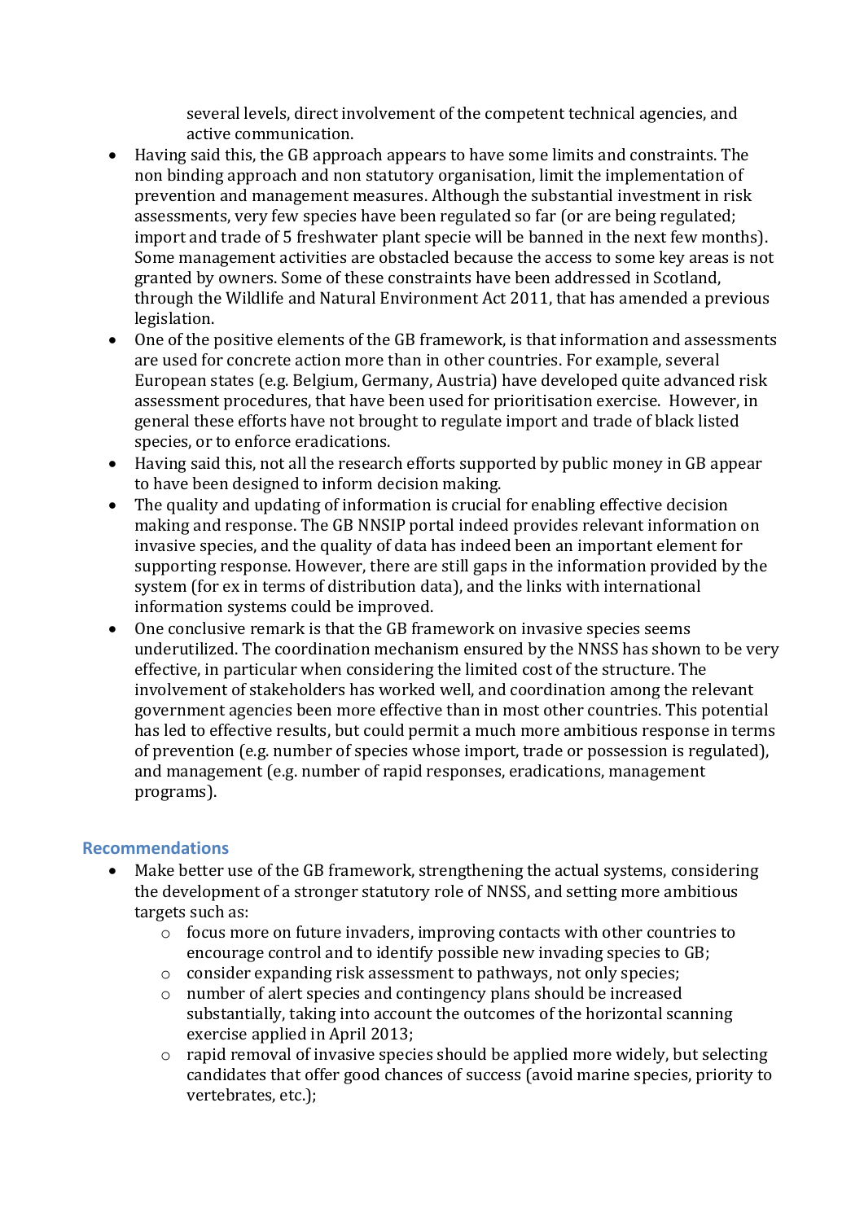several levels, direct involvement of the competent technical agencies, and active communication.

- Having said this, the GB approach appears to have some limits and constraints. The non binding approach and non statutory organisation, limit the implementation of prevention and management measures. Although the substantial investment in risk assessments, very few species have been regulated so far (or are being regulated; import and trade of 5 freshwater plant specie will be banned in the next few months). Some management activities are obstacled because the access to some key areas is not granted by owners. Some of these constraints have been addressed in Scotland, through the Wildlife and Natural Environment Act 2011, that has amended a previous legislation.
- One of the positive elements of the GB framework, is that information and assessments are used for concrete action more than in other countries. For example, several European states (e.g. Belgium, Germany, Austria) have developed quite advanced risk assessment procedures, that have been used for prioritisation exercise. However, in general these efforts have not brought to regulate import and trade of black listed species, or to enforce eradications.
- Having said this, not all the research efforts supported by public money in GB appear to have been designed to inform decision making.
- The quality and updating of information is crucial for enabling effective decision making and response. The GB NNSIP portal indeed provides relevant information on invasive species, and the quality of data has indeed been an important element for supporting response. However, there are still gaps in the information provided by the system (for ex in terms of distribution data), and the links with international information systems could be improved.
- One conclusive remark is that the GB framework on invasive species seems underutilized. The coordination mechanism ensured by the NNSS has shown to be very effective, in particular when considering the limited cost of the structure. The involvement of stakeholders has worked well, and coordination among the relevant government agencies been more effective than in most other countries. This potential has led to effective results, but could permit a much more ambitious response in terms of prevention (e.g. number of species whose import, trade or possession is regulated), and management (e.g. number of rapid responses, eradications, management programs).

## Recommendations

- Make better use of the GB framework, strengthening the actual systems, considering the development of a stronger statutory role of NNSS, and setting more ambitious targets such as:
  - focus more on future invaders, improving contacts with other countries to encourage control and to identify possible new invading species to GB;
  - consider expanding risk assessment to pathways, not only species;
  - number of alert species and contingency plans should be increased substantially, taking into account the outcomes of the horizontal scanning exercise applied in April 2013;
  - rapid removal of invasive species should be applied more widely, but selecting candidates that offer good chances of success (avoid marine species, priority to vertebrates, etc.);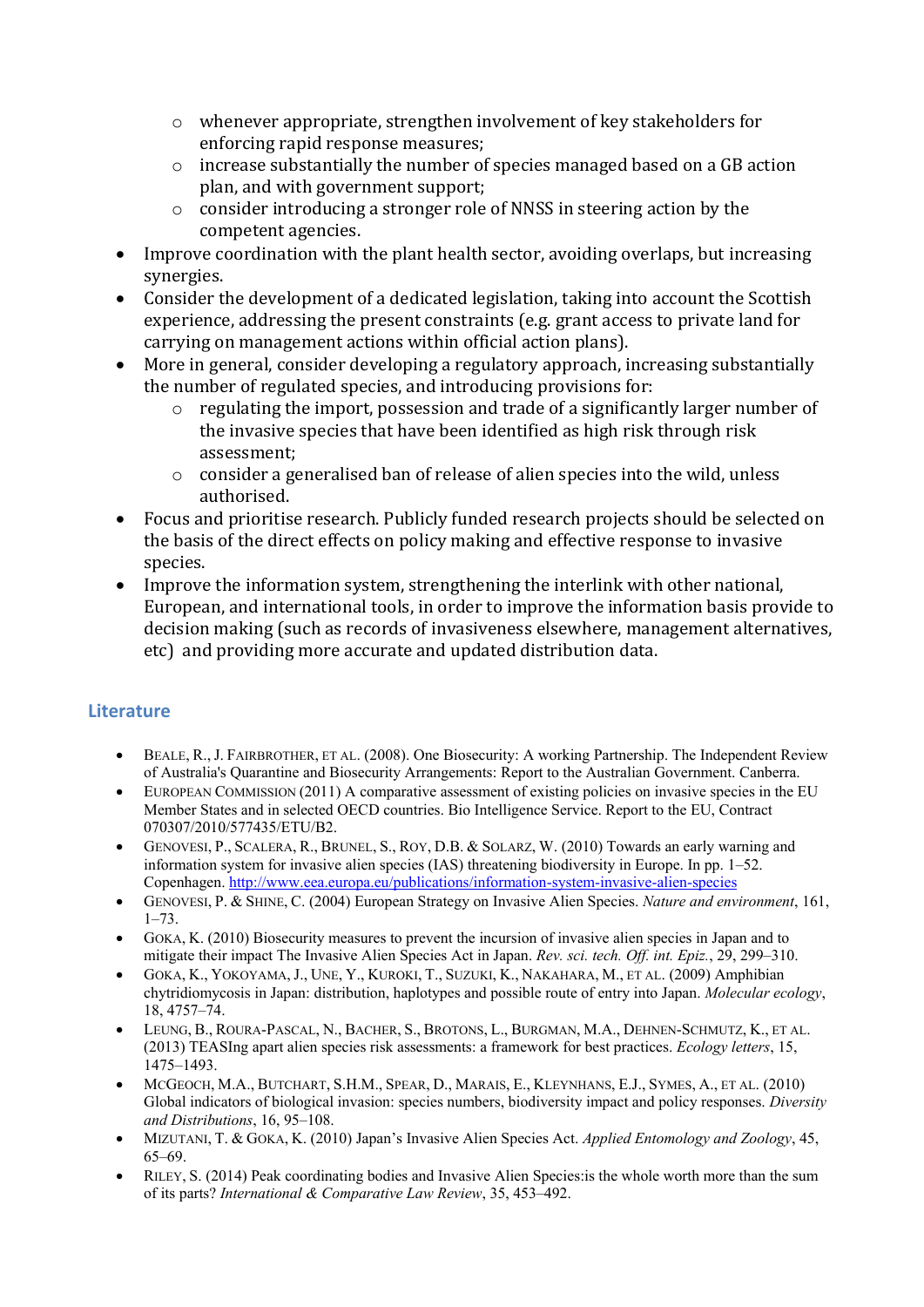- whenever appropriate, strengthen involvement of key stakeholders for enforcing rapid response measures;
    - increase substantially the number of species managed based on a GB action plan, and with government support;
    - consider introducing a stronger role of NNSS in steering action by the competent agencies.
- Improve coordination with the plant health sector, avoiding overlaps, but increasing synergies.
- Consider the development of a dedicated legislation, taking into account the Scottish experience, addressing the present constraints (e.g. grant access to private land for carrying on management actions within official action plans).
- More in general, consider developing a regulatory approach, increasing substantially the number of regulated species, and introducing provisions for:
    - regulating the import, possession and trade of a significantly larger number of the invasive species that have been identified as high risk through risk assessment;
    - consider a generalised ban of release of alien species into the wild, unless authorised.
- Focus and prioritise research. Publicly funded research projects should be selected on the basis of the direct effects on policy making and effective response to invasive species.
- Improve the information system, strengthening the interlink with other national, European, and international tools, in order to improve the information basis provide to decision making (such as records of invasiveness elsewhere, management alternatives, etc) and providing more accurate and updated distribution data.

## Literature

- Beale, R., J. Fairbrother, et al. (2008). One Biosecurity: A working Partnership. The Independent Review of Australia's Quarantine and Biosecurity Arrangements: Report to the Australian Government. Canberra.
- European Commission (2011) A comparative assessment of existing policies on invasive species in the EU Member States and in selected OECD countries. Bio Intelligence Service. Report to the EU, Contract 070307/2010/577435/ETU/B2.
- Genovesi, P., Scalera, R., Brunel, S., Roy, D.B. & Solarz, W. (2010) Towards an early warning and information system for invasive alien species (IAS) threatening biodiversity in Europe. In pp. 1–52. Copenhagen. http://www.eea.europa.eu/publications/information-system-invasive-alien-species
- Genovesi, P. & Shine, C. (2004) European Strategy on Invasive Alien Species. *Nature and environment*, 161, 1–73.
- Goka, K. (2010) Biosecurity measures to prevent the incursion of invasive alien species in Japan and to mitigate their impact The Invasive Alien Species Act in Japan. *Rev. sci. tech. Off. int. Epiz.*, 29, 299–310.
- Goka, K., Yokoyama, J., Une, Y., Kuroki, T., Suzuki, K., Nakahara, M., et al. (2009) Amphibian chytridiomycosis in Japan: distribution, haplotypes and possible route of entry into Japan. *Molecular ecology*, 18, 4757–74.
- Leung, B., Roura-Pascal, N., Bacher, S., Brotons, L., Burgman, M.A., Dehnen-Schmutz, K., et al. (2013) TEASIng apart alien species risk assessments: a framework for best practices. *Ecology letters*, 15, 1475–1493.
- McGeoch, M.A., Butchart, S.H.M., Spear, D., Marais, E., Kleynhans, E.J., Symes, A., et al. (2010) Global indicators of biological invasion: species numbers, biodiversity impact and policy responses. *Diversity and Distributions*, 16, 95–108.
- Mizutani, T. & Goka, K. (2010) Japan's Invasive Alien Species Act. *Applied Entomology and Zoology*, 45, 65–69.
- Riley, S. (2014) Peak coordinating bodies and Invasive Alien Species:is the whole worth more than the sum of its parts? *International & Comparative Law Review*, 35, 453–492.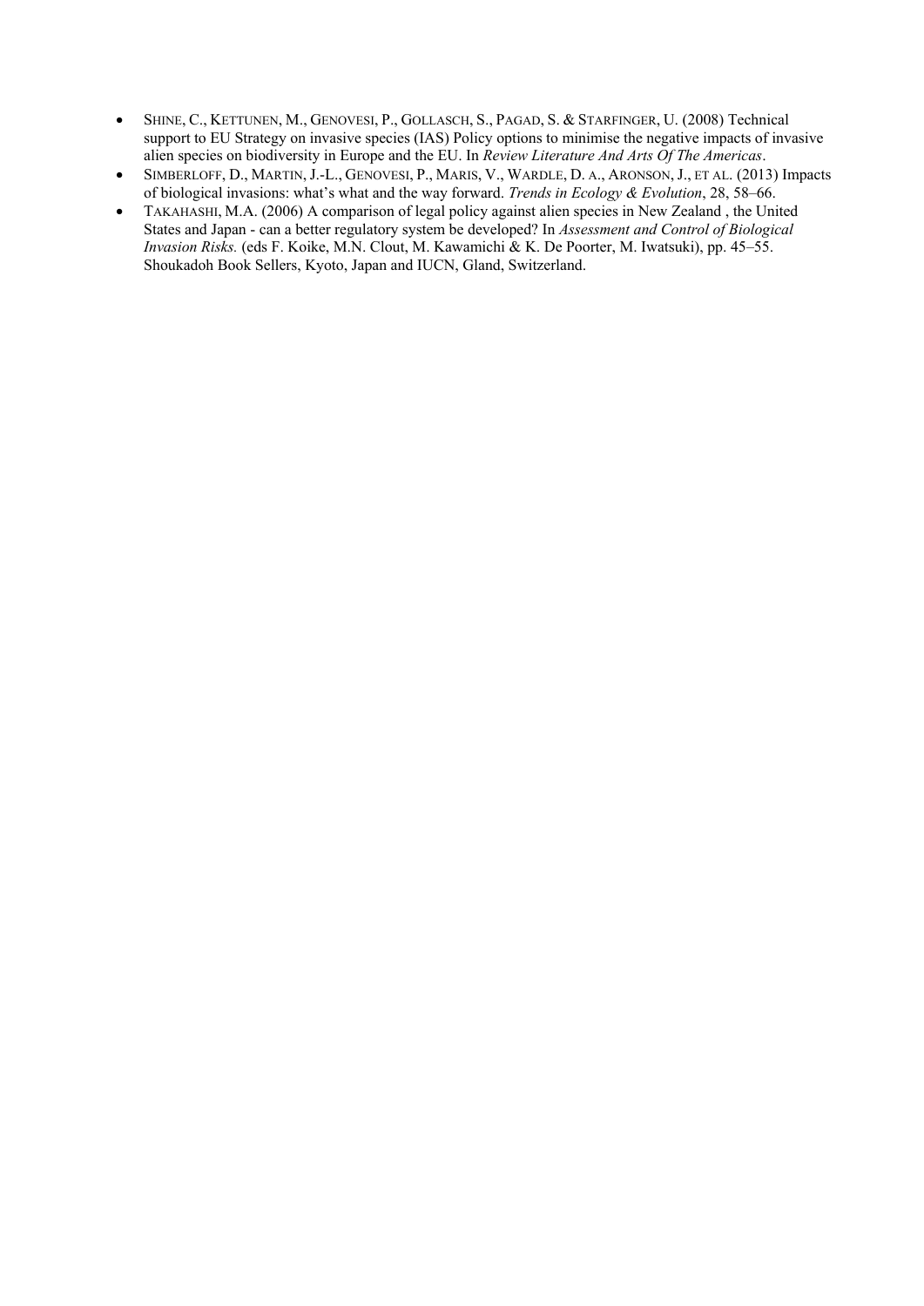- SHINE, C., KETTUNEN, M., GENOVESI, P., GOLLASCH, S., PAGAD, S. & STARFINGER, U. (2008) Technical support to EU Strategy on invasive species (IAS) Policy options to minimise the negative impacts of invasive alien species on biodiversity in Europe and the EU. In *Review Literature And Arts Of The Americas*.
- SIMBERLOFF, D., MARTIN, J.-L., GENOVESI, P., MARIS, V., WARDLE, D. A., ARONSON, J., ET AL. (2013) Impacts of biological invasions: what's what and the way forward. *Trends in Ecology & Evolution*, 28, 58–66.
- TAKAHASHI, M.A. (2006) A comparison of legal policy against alien species in New Zealand , the United States and Japan - can a better regulatory system be developed? In *Assessment and Control of Biological Invasion Risks.* (eds F. Koike, M.N. Clout, M. Kawamichi & K. De Poorter, M. Iwatsuki), pp. 45–55. Shoukadoh Book Sellers, Kyoto, Japan and IUCN, Gland, Switzerland.